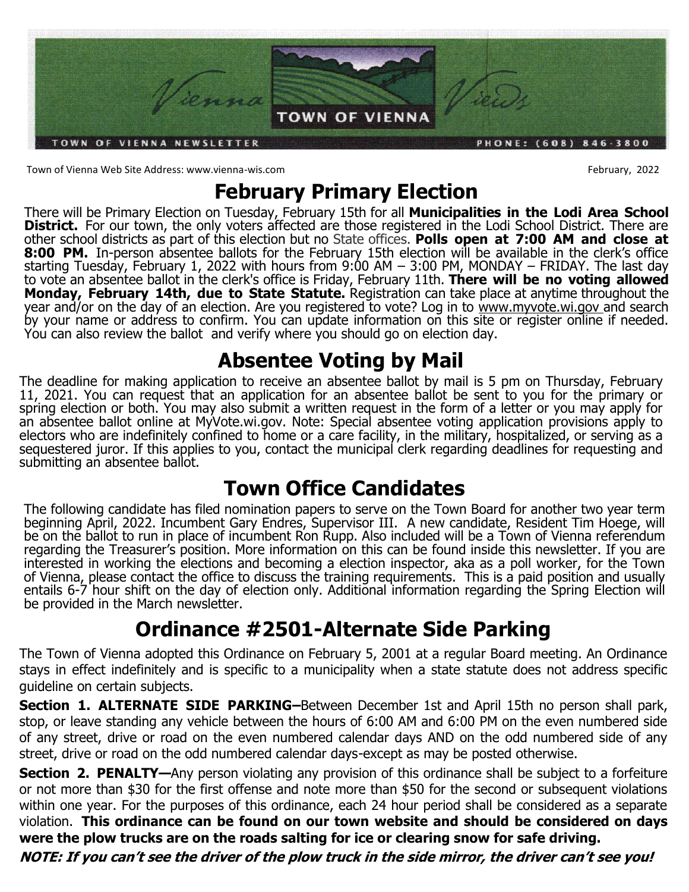TOWN OF VIENNA

Vienna Views

TOWN OF VIENNA NEWSLETTER PHONE: (608) 846-3800

Town of Vienna Web Site Address: www.vienna-wis.com February, 2022

# February Primary Election

There will be Primary Election on Tuesday, February 15th for all **Municipalities in the Lodi Area School District.** For our town, the only voters affected are those registered in the Lodi School District. There are other school districts as part of this election but no State offices. **Polls open at 7:00 AM and close at 8:00 PM.** In-person absentee ballots for the February 15th election will be available in the clerk's office starting Tuesday, February 1, 2022 with hours from 9:00 AM – 3:00 PM, MONDAY – FRIDAY. The last day to vote an absentee ballot in the clerk's office is Friday, February 11th. **There will be no voting allowed Monday, February 14th, due to State Statute.** Registration can take place at anytime throughout the year and/or on the day of an election. Are you registered to vote? Log in to www.myvote.wi.gov and search by your name or address to confirm. You can update information on this site or register online if needed. You can also review the ballot and verify where you should go on election day.

# Absentee Voting by Mail

The deadline for making application to receive an absentee ballot by mail is 5 pm on Thursday, February 11, 2021. You can request that an application for an absentee ballot be sent to you for the primary or spring election or both. You may also submit a written request in the form of a letter or you may apply for an absentee ballot online at MyVote.wi.gov. Note: Special absentee voting application provisions apply to electors who are indefinitely confined to home or a care facility, in the military, hospitalized, or serving as a sequestered juror. If this applies to you, contact the municipal clerk regarding deadlines for requesting and submitting an absentee ballot.

# Town Office Candidates

The following candidate has filed nomination papers to serve on the Town Board for another two year term beginning April, 2022. Incumbent Gary Endres, Supervisor III. A new candidate, Resident Tim Hoege, will be on the ballot to run in place of incumbent Ron Rupp. Also included will be a Town of Vienna referendum regarding the Treasurer's position. More information on this can be found inside this newsletter. If you are interested in working the elections and becoming a election inspector, aka as a poll worker, for the Town of Vienna, please contact the office to discuss the training requirements. This is a paid position and usually entails 6-7 hour shift on the day of election only. Additional information regarding the Spring Election will be provided in the March newsletter.

# Ordinance #2501-Alternate Side Parking

The Town of Vienna adopted this Ordinance on February 5, 2001 at a regular Board meeting. An Ordinance stays in effect indefinitely and is specific to a municipality when a state statute does not address specific guideline on certain subjects.

**Section 1. ALTERNATE SIDE PARKING–**Between December 1st and April 15th no person shall park, stop, or leave standing any vehicle between the hours of 6:00 AM and 6:00 PM on the even numbered side of any street, drive or road on the even numbered calendar days AND on the odd numbered side of any street, drive or road on the odd numbered calendar days-except as may be posted otherwise.

**Section 2. PENALTY—**Any person violating any provision of this ordinance shall be subject to a forfeiture or not more than $30 for the first offense and note more than $50 for the second or subsequent violations within one year. For the purposes of this ordinance, each 24 hour period shall be considered as a separate violation. **This ordinance can be found on our town website and should be considered on days were the plow trucks are on the roads salting for ice or clearing snow for safe driving.**

***NOTE: If you can't see the driver of the plow truck in the side mirror, the driver can't see you!***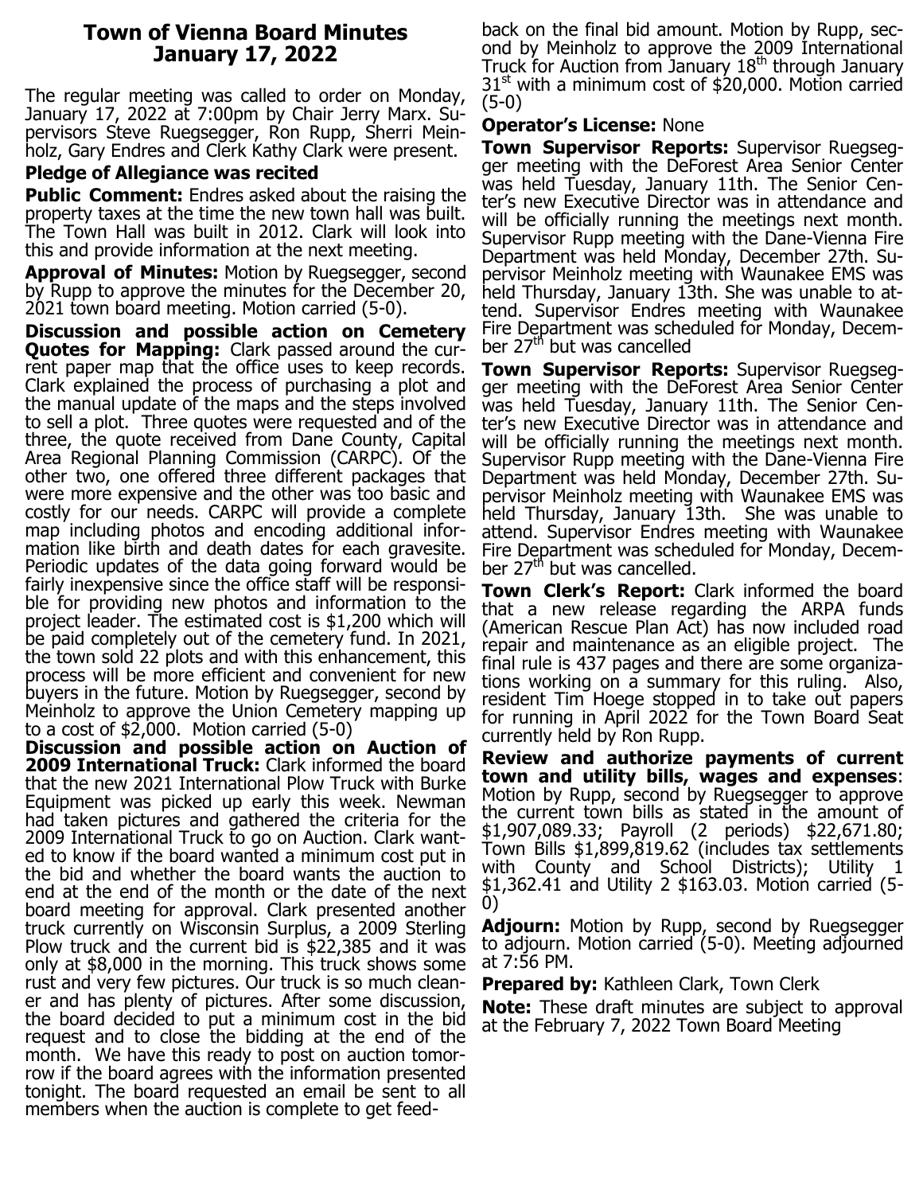# Town of Vienna Board Minutes
## January 17, 2022

The regular meeting was called to order on Monday, January 17, 2022 at 7:00pm by Chair Jerry Marx. Supervisors Steve Ruegsegger, Ron Rupp, Sherri Meinholz, Gary Endres and Clerk Kathy Clark were present.

**Pledge of Allegiance was recited**

**Public Comment:** Endres asked about the raising the property taxes at the time the new town hall was built. The Town Hall was built in 2012. Clark will look into this and provide information at the next meeting.

**Approval of Minutes:** Motion by Ruegsegger, second by Rupp to approve the minutes for the December 20, 2021 town board meeting. Motion carried (5-0).

**Discussion and possible action on Cemetery Quotes for Mapping:** Clark passed around the current paper map that the office uses to keep records. Clark explained the process of purchasing a plot and the manual update of the maps and the steps involved to sell a plot. Three quotes were requested and of the three, the quote received from Dane County, Capital Area Regional Planning Commission (CARPC). Of the other two, one offered three different packages that were more expensive and the other was too basic and costly for our needs. CARPC will provide a complete map including photos and encoding additional information like birth and death dates for each gravesite. Periodic updates of the data going forward would be fairly inexpensive since the office staff will be responsible for providing new photos and information to the project leader. The estimated cost is $1,200 which will be paid completely out of the cemetery fund. In 2021, the town sold 22 plots and with this enhancement, this process will be more efficient and convenient for new buyers in the future. Motion by Ruegsegger, second by Meinholz to approve the Union Cemetery mapping up to a cost of $2,000. Motion carried (5-0)

**Discussion and possible action on Auction of 2009 International Truck:** Clark informed the board that the new 2021 International Plow Truck with Burke Equipment was picked up early this week. Newman had taken pictures and gathered the criteria for the 2009 International Truck to go on Auction. Clark wanted to know if the board wanted a minimum cost put in the bid and whether the board wants the auction to end at the end of the month or the date of the next board meeting for approval. Clark presented another truck currently on Wisconsin Surplus, a 2009 Sterling Plow truck and the current bid is $22,385 and it was only at $8,000 in the morning. This truck shows some rust and very few pictures. Our truck is so much cleaner and has plenty of pictures. After some discussion, the board decided to put a minimum cost in the bid request and to close the bidding at the end of the month. We have this ready to post on auction tomorrow if the board agrees with the information presented tonight. The board requested an email be sent to all members when the auction is complete to get feedback on the final bid amount. Motion by Rupp, second by Meinholz to approve the 2009 International Truck for Auction from January 18th through January 31st with a minimum cost of $20,000. Motion carried (5-0)

**Operator's License:** None

**Town Supervisor Reports:** Supervisor Ruegsegger meeting with the DeForest Area Senior Center was held Tuesday, January 11th. The Senior Center's new Executive Director was in attendance and will be officially running the meetings next month. Supervisor Rupp meeting with the Dane-Vienna Fire Department was held Monday, December 27th. Supervisor Meinholz meeting with Waunakee EMS was held Thursday, January 13th. She was unable to attend. Supervisor Endres meeting with Waunakee Fire Department was scheduled for Monday, December 27th but was cancelled

**Town Supervisor Reports:** Supervisor Ruegsegger meeting with the DeForest Area Senior Center was held Tuesday, January 11th. The Senior Center's new Executive Director was in attendance and will be officially running the meetings next month. Supervisor Rupp meeting with the Dane-Vienna Fire Department was held Monday, December 27th. Supervisor Meinholz meeting with Waunakee EMS was held Thursday, January 13th. She was unable to attend. Supervisor Endres meeting with Waunakee Fire Department was scheduled for Monday, December 27th but was cancelled.

**Town Clerk's Report:** Clark informed the board that a new release regarding the ARPA funds (American Rescue Plan Act) has now included road repair and maintenance as an eligible project. The final rule is 437 pages and there are some organizations working on a summary for this ruling. Also, resident Tim Hoege stopped in to take out papers for running in April 2022 for the Town Board Seat currently held by Ron Rupp.

**Review and authorize payments of current town and utility bills, wages and expenses**: Motion by Rupp, second by Ruegsegger to approve the current town bills as stated in the amount of $1,907,089.33; Payroll (2 periods) $22,671.80; Town Bills $1,899,819.62 (includes tax settlements with County and School Districts); Utility 1 $1,362.41 and Utility 2 $163.03. Motion carried (5-0)

**Adjourn:** Motion by Rupp, second by Ruegsegger to adjourn. Motion carried (5-0). Meeting adjourned at 7:56 PM.

**Prepared by:** Kathleen Clark, Town Clerk

**Note:** These draft minutes are subject to approval at the February 7, 2022 Town Board Meeting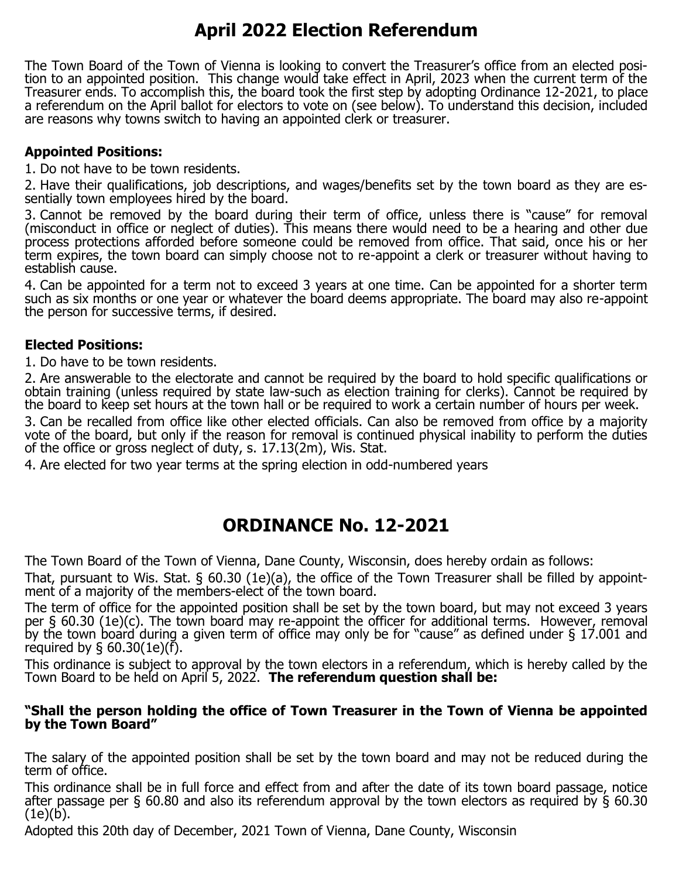# April 2022 Election Referendum

The Town Board of the Town of Vienna is looking to convert the Treasurer's office from an elected position to an appointed position. This change would take effect in April, 2023 when the current term of the Treasurer ends. To accomplish this, the board took the first step by adopting Ordinance 12-2021, to place a referendum on the April ballot for electors to vote on (see below). To understand this decision, included are reasons why towns switch to having an appointed clerk or treasurer.

**Appointed Positions:**

1. Do not have to be town residents.
2. Have their qualifications, job descriptions, and wages/benefits set by the town board as they are essentially town employees hired by the board.
3. Cannot be removed by the board during their term of office, unless there is "cause" for removal (misconduct in office or neglect of duties). This means there would need to be a hearing and other due process protections afforded before someone could be removed from office. That said, once his or her term expires, the town board can simply choose not to re-appoint a clerk or treasurer without having to establish cause.
4. Can be appointed for a term not to exceed 3 years at one time. Can be appointed for a shorter term such as six months or one year or whatever the board deems appropriate. The board may also re-appoint the person for successive terms, if desired.

**Elected Positions:**

1. Do have to be town residents.
2. Are answerable to the electorate and cannot be required by the board to hold specific qualifications or obtain training (unless required by state law-such as election training for clerks). Cannot be required by the board to keep set hours at the town hall or be required to work a certain number of hours per week.
3. Can be recalled from office like other elected officials. Can also be removed from office by a majority vote of the board, but only if the reason for removal is continued physical inability to perform the duties of the office or gross neglect of duty, s. 17.13(2m), Wis. Stat.
4. Are elected for two year terms at the spring election in odd-numbered years

# ORDINANCE No. 12-2021

The Town Board of the Town of Vienna, Dane County, Wisconsin, does hereby ordain as follows:

That, pursuant to Wis. Stat. § 60.30 (1e)(a), the office of the Town Treasurer shall be filled by appointment of a majority of the members-elect of the town board.

The term of office for the appointed position shall be set by the town board, but may not exceed 3 years per § 60.30 (1e)(c). The town board may re-appoint the officer for additional terms. However, removal by the town board during a given term of office may only be for "cause" as defined under § 17.001 and required by § 60.30(1e)(f).

This ordinance is subject to approval by the town electors in a referendum, which is hereby called by the Town Board to be held on April 5, 2022. **The referendum question shall be:**

**"Shall the person holding the office of Town Treasurer in the Town of Vienna be appointed by the Town Board"**

The salary of the appointed position shall be set by the town board and may not be reduced during the term of office.

This ordinance shall be in full force and effect from and after the date of its town board passage, notice after passage per § 60.80 and also its referendum approval by the town electors as required by § 60.30 (1e)(b).

Adopted this 20th day of December, 2021 Town of Vienna, Dane County, Wisconsin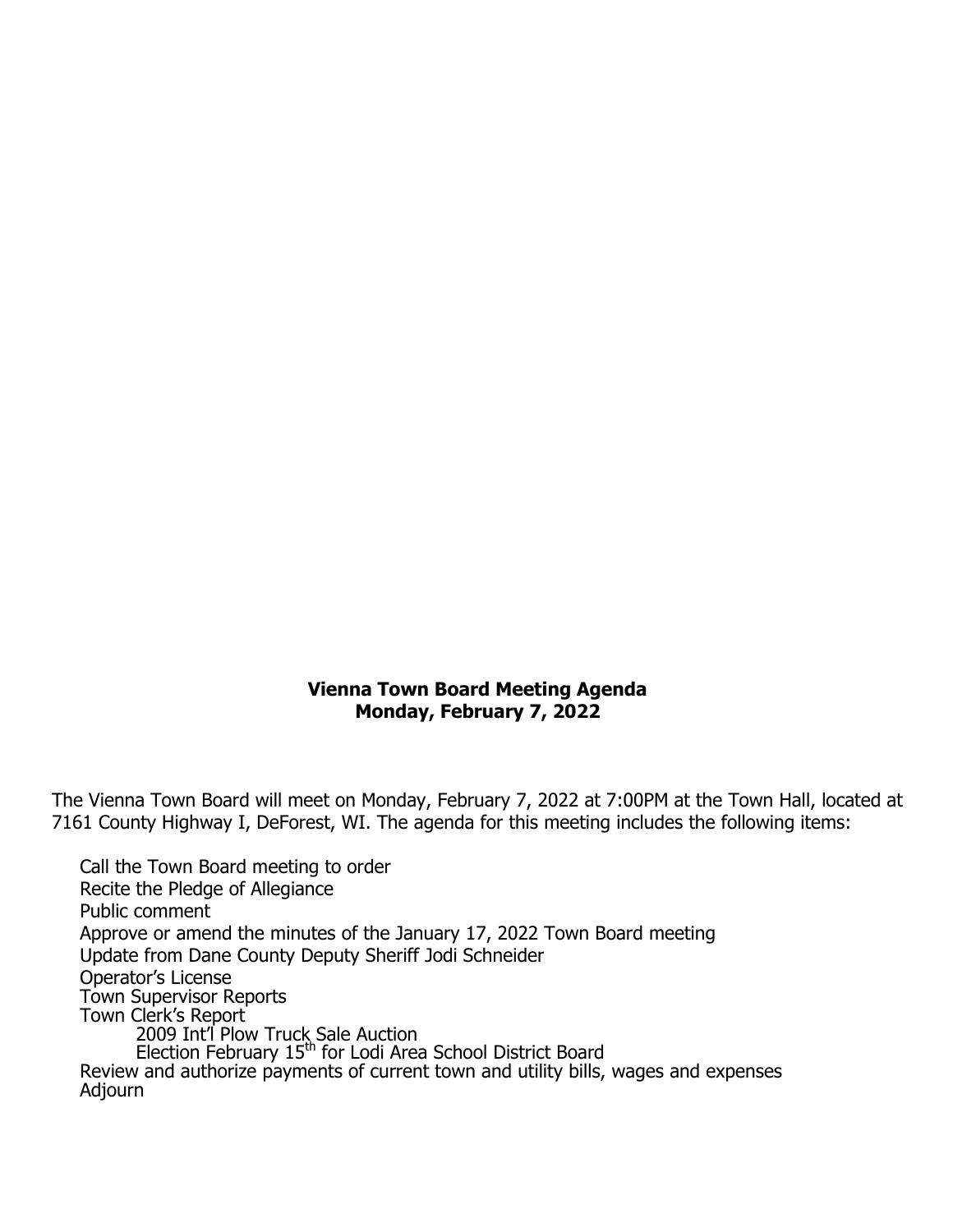**Vienna Town Board Meeting Agenda**
**Monday, February 7, 2022**

The Vienna Town Board will meet on Monday, February 7, 2022 at 7:00PM at the Town Hall, located at 7161 County Highway I, DeForest, WI. The agenda for this meeting includes the following items:

- Call the Town Board meeting to order
- Recite the Pledge of Allegiance
- Public comment
- Approve or amend the minutes of the January 17, 2022 Town Board meeting
- Update from Dane County Deputy Sheriff Jodi Schneider
- Operator's License
- Town Supervisor Reports
- Town Clerk's Report
  - 2009 Int'l Plow Truck Sale Auction
  - Election February 15th for Lodi Area School District Board
- Review and authorize payments of current town and utility bills, wages and expenses
- Adjourn